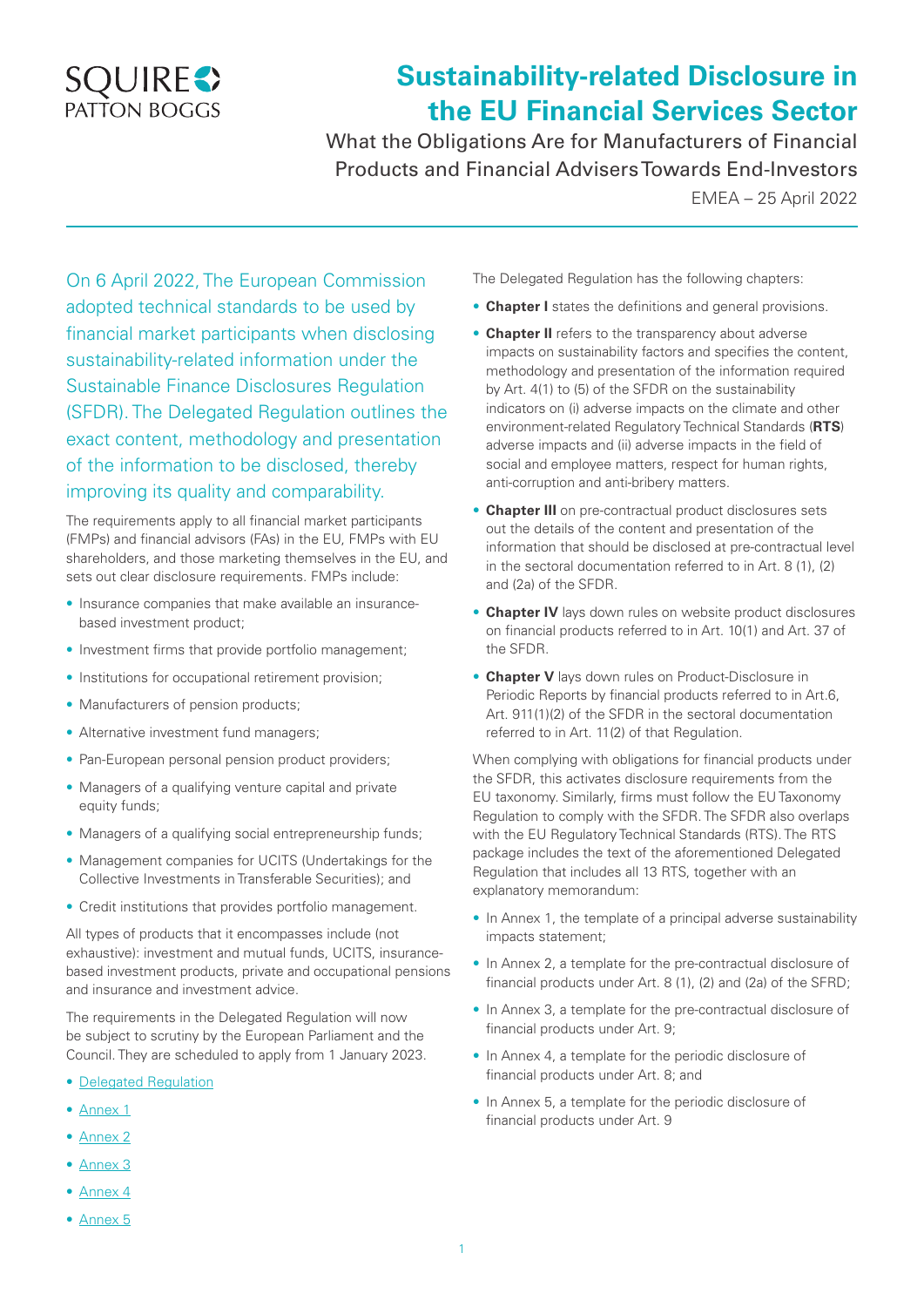SQUIRE PATTON BOGGS

# Sustainability-related Disclosure in the EU Financial Services Sector

## What the Obligations Are for Manufacturers of Financial Products and Financial Advisers Towards End-Investors

EMEA – 25 April 2022

On 6 April 2022, The European Commission adopted technical standards to be used by financial market participants when disclosing sustainability-related information under the Sustainable Finance Disclosures Regulation (SFDR). The Delegated Regulation outlines the exact content, methodology and presentation of the information to be disclosed, thereby improving its quality and comparability.

The requirements apply to all financial market participants (FMPs) and financial advisors (FAs) in the EU, FMPs with EU shareholders, and those marketing themselves in the EU, and sets out clear disclosure requirements. FMPs include:

- Insurance companies that make available an insurance-based investment product;
- Investment firms that provide portfolio management;
- Institutions for occupational retirement provision;
- Manufacturers of pension products;
- Alternative investment fund managers;
- Pan-European personal pension product providers;
- Managers of a qualifying venture capital and private equity funds;
- Managers of a qualifying social entrepreneurship funds;
- Management companies for UCITS (Undertakings for the Collective Investments in Transferable Securities); and
- Credit institutions that provides portfolio management.

All types of products that it encompasses include (not exhaustive): investment and mutual funds, UCITS, insurance-based investment products, private and occupational pensions and insurance and investment advice.

The requirements in the Delegated Regulation will now be subject to scrutiny by the European Parliament and the Council. They are scheduled to apply from 1 January 2023.

- Delegated Regulation
- Annex 1
- Annex 2
- Annex 3
- Annex 4
- Annex 5

The Delegated Regulation has the following chapters:

- **Chapter I** states the definitions and general provisions.
- **Chapter II** refers to the transparency about adverse impacts on sustainability factors and specifies the content, methodology and presentation of the information required by Art. 4(1) to (5) of the SFDR on the sustainability indicators on (i) adverse impacts on the climate and other environment-related Regulatory Technical Standards (**RTS**) adverse impacts and (ii) adverse impacts in the field of social and employee matters, respect for human rights, anti-corruption and anti-bribery matters.
- **Chapter III** on pre-contractual product disclosures sets out the details of the content and presentation of the information that should be disclosed at pre-contractual level in the sectoral documentation referred to in Art. 8 (1), (2) and (2a) of the SFDR.
- **Chapter IV** lays down rules on website product disclosures on financial products referred to in Art. 10(1) and Art. 37 of the SFDR.
- **Chapter V** lays down rules on Product-Disclosure in Periodic Reports by financial products referred to in Art.6, Art. 911(1)(2) of the SFDR in the sectoral documentation referred to in Art. 11(2) of that Regulation.

When complying with obligations for financial products under the SFDR, this activates disclosure requirements from the EU taxonomy. Similarly, firms must follow the EU Taxonomy Regulation to comply with the SFDR. The SFDR also overlaps with the EU Regulatory Technical Standards (RTS). The RTS package includes the text of the aforementioned Delegated Regulation that includes all 13 RTS, together with an explanatory memorandum:

- In Annex 1, the template of a principal adverse sustainability impacts statement;
- In Annex 2, a template for the pre-contractual disclosure of financial products under Art. 8 (1), (2) and (2a) of the SFRD;
- In Annex 3, a template for the pre-contractual disclosure of financial products under Art. 9;
- In Annex 4, a template for the periodic disclosure of financial products under Art. 8; and
- In Annex 5, a template for the periodic disclosure of financial products under Art. 9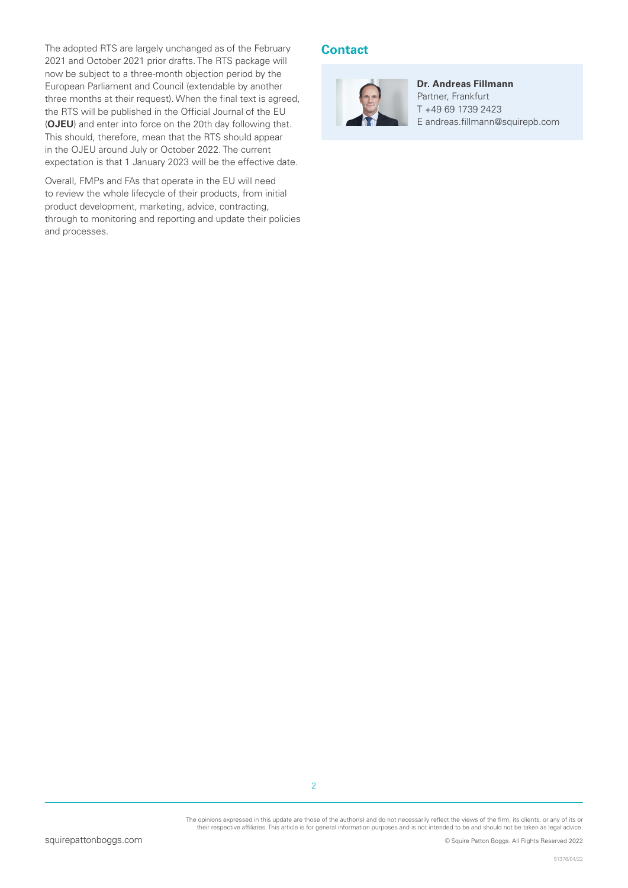The adopted RTS are largely unchanged as of the February 2021 and October 2021 prior drafts. The RTS package will now be subject to a three-month objection period by the European Parliament and Council (extendable by another three months at their request). When the final text is agreed, the RTS will be published in the Official Journal of the EU (**OJEU**) and enter into force on the 20th day following that. This should, therefore, mean that the RTS should appear in the OJEU around July or October 2022. The current expectation is that 1 January 2023 will be the effective date.

Overall, FMPs and FAs that operate in the EU will need to review the whole lifecycle of their products, from initial product development, marketing, advice, contracting, through to monitoring and reporting and update their policies and processes.

## Contact

**Dr. Andreas Fillmann**
Partner, Frankfurt
T +49 69 1739 2423
E andreas.fillmann@squirepb.com

The opinions expressed in this update are those of the author(s) and do not necessarily reflect the views of the firm, its clients, or any of its or their respective affiliates. This article is for general information purposes and is not intended to be and should not be taken as legal advice.

squirepattonboggs.com

© Squire Patton Boggs. All Rights Reserved 2022

51376/04/22